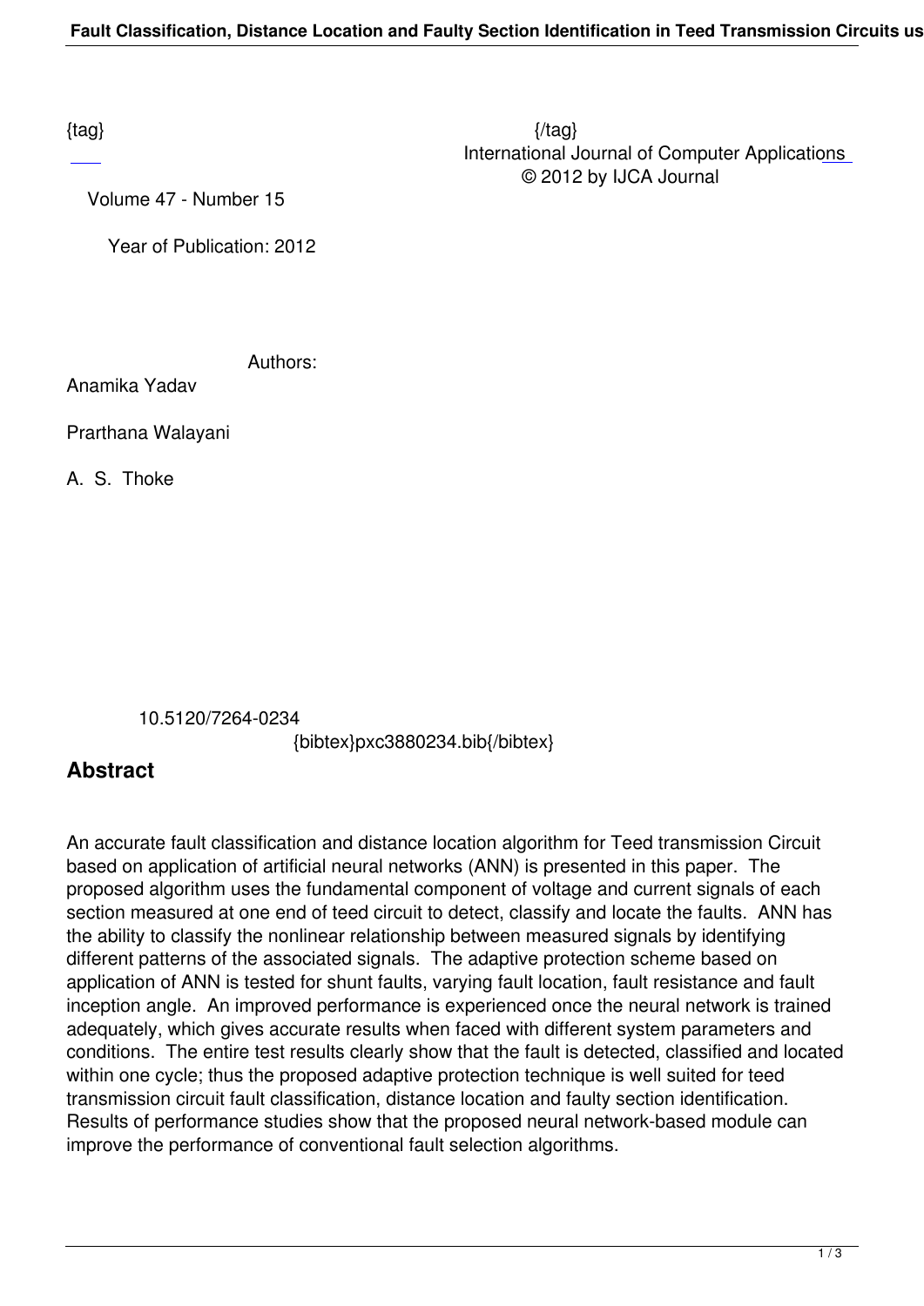{tag} {/tag}

International Journal of Computer Applications

© 2012 by IJCA Journal

Volume 47 - Number 15

Year of Publication: 2012

Authors:

Anamika Yadav

Prarthana Walayani

A. S. Thoke

10.5120/7264-0234

{bibtex}pxc3880234.bib{/bibtex}

## Abstract

An accurate fault classification and distance location algorithm for Teed transmission Circuit based on application of artificial neural networks (ANN) is presented in this paper. The proposed algorithm uses the fundamental component of voltage and current signals of each section measured at one end of teed circuit to detect, classify and locate the faults. ANN has the ability to classify the nonlinear relationship between measured signals by identifying different patterns of the associated signals. The adaptive protection scheme based on application of ANN is tested for shunt faults, varying fault location, fault resistance and fault inception angle. An improved performance is experienced once the neural network is trained adequately, which gives accurate results when faced with different system parameters and conditions. The entire test results clearly show that the fault is detected, classified and located within one cycle; thus the proposed adaptive protection technique is well suited for teed transmission circuit fault classification, distance location and faulty section identification. Results of performance studies show that the proposed neural network-based module can improve the performance of conventional fault selection algorithms.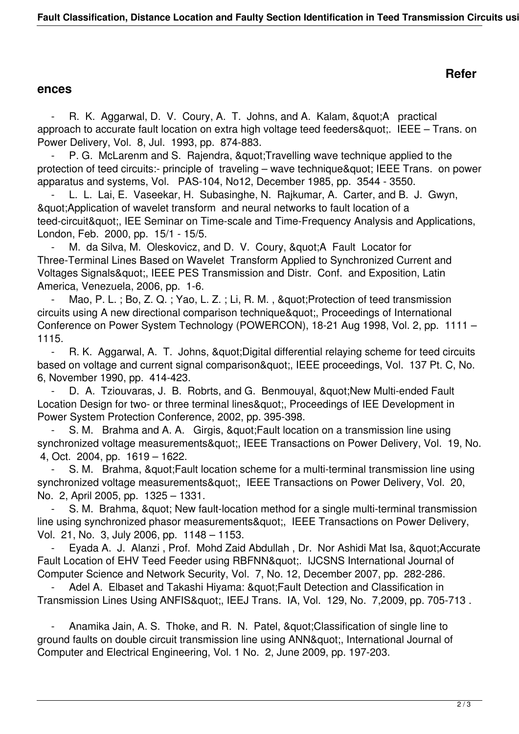## References

- R. K. Aggarwal, D. V. Coury, A. T. Johns, and A. Kalam, &quot;A practical approach to accurate fault location on extra high voltage teed feeders&quot;. IEEE – Trans. on Power Delivery, Vol. 8, Jul. 1993, pp. 874-883.
- P. G. McLarenm and S. Rajendra, &quot;Travelling wave technique applied to the protection of teed circuits:- principle of traveling – wave technique&quot; IEEE Trans. on power apparatus and systems, Vol. PAS-104, No12, December 1985, pp. 3544 - 3550.
- L. L. Lai, E. Vaseekar, H. Subasinghe, N. Rajkumar, A. Carter, and B. J. Gwyn, &quot;Application of wavelet transform and neural networks to fault location of a teed-circuit&quot;, IEE Seminar on Time-scale and Time-Frequency Analysis and Applications, London, Feb. 2000, pp. 15/1 - 15/5.
- M. da Silva, M. Oleskovicz, and D. V. Coury, &quot;A Fault Locator for Three-Terminal Lines Based on Wavelet Transform Applied to Synchronized Current and Voltages Signals&quot;, IEEE PES Transmission and Distr. Conf. and Exposition, Latin America, Venezuela, 2006, pp. 1-6.
- Mao, P. L. ; Bo, Z. Q. ; Yao, L. Z. ; Li, R. M. , &quot;Protection of teed transmission circuits using A new directional comparison technique&quot;, Proceedings of International Conference on Power System Technology (POWERCON), 18-21 Aug 1998, Vol. 2, pp. 1111 – 1115.
- R. K. Aggarwal, A. T. Johns, &quot;Digital differential relaying scheme for teed circuits based on voltage and current signal comparison&quot;, IEEE proceedings, Vol. 137 Pt. C, No. 6, November 1990, pp. 414-423.
- D. A. Tziouvaras, J. B. Robrts, and G. Benmouyal, &quot;New Multi-ended Fault Location Design for two- or three terminal lines&quot;, Proceedings of IEE Development in Power System Protection Conference, 2002, pp. 395-398.
- S. M. Brahma and A. A. Girgis, &quot;Fault location on a transmission line using synchronized voltage measurements&quot;, IEEE Transactions on Power Delivery, Vol. 19, No. 4, Oct. 2004, pp. 1619 – 1622.
- S. M. Brahma, &quot;Fault location scheme for a multi-terminal transmission line using synchronized voltage measurements&quot;, IEEE Transactions on Power Delivery, Vol. 20, No. 2, April 2005, pp. 1325 – 1331.
- S. M. Brahma, &quot; New fault-location method for a single multi-terminal transmission line using synchronized phasor measurements&quot;, IEEE Transactions on Power Delivery, Vol. 21, No. 3, July 2006, pp. 1148 – 1153.
- Eyada A. J. Alanzi , Prof. Mohd Zaid Abdullah , Dr. Nor Ashidi Mat Isa, &quot;Accurate Fault Location of EHV Teed Feeder using RBFNN&quot;. IJCSNS International Journal of Computer Science and Network Security, Vol. 7, No. 12, December 2007, pp. 282-286.
- Adel A. Elbaset and Takashi Hiyama: &quot;Fault Detection and Classification in Transmission Lines Using ANFIS&quot;, IEEJ Trans. IA, Vol. 129, No. 7,2009, pp. 705-713 .
- Anamika Jain, A. S. Thoke, and R. N. Patel, &quot;Classification of single line to ground faults on double circuit transmission line using ANN&quot;, International Journal of Computer and Electrical Engineering, Vol. 1 No. 2, June 2009, pp. 197-203.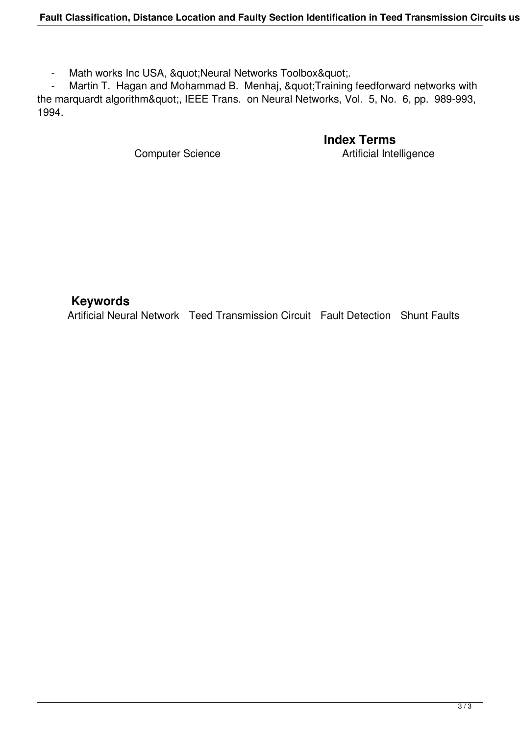- Math works Inc USA, &quot;Neural Networks Toolbox&quot;.
- Martin T. Hagan and Mohammad B. Menhaj, &quot;Training feedforward networks with the marquardt algorithm&quot;, IEEE Trans. on Neural Networks, Vol. 5, No. 6, pp. 989-993, 1994.

## Index Terms

Computer Science Artificial Intelligence

## Keywords

Artificial Neural Network Teed Transmission Circuit Fault Detection Shunt Faults